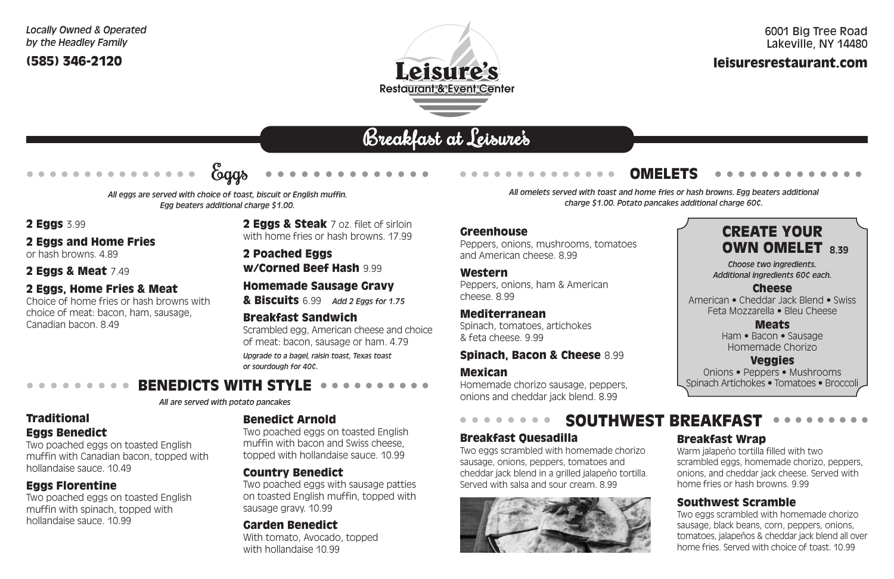*Locally Owned & Operated by the Headley Family*

**(585) 346-2120**

# Leisure's
Restaurant & Event Center

6001 Big Tree Road
Lakeville, NY 14480

**leisuresrestaurant.com**

## Breakfast at Leisure's

### Eggs

*All eggs are served with choice of toast, biscuit or English muffin. Egg beaters additional charge $1.00.*

**2 Eggs** 3.99

**2 Eggs and Home Fries**
or hash browns. 4.89

**2 Eggs & Meat** 7.49

**2 Eggs, Home Fries & Meat**
Choice of home fries or hash browns with choice of meat: bacon, ham, sausage, Canadian bacon. 8.49

**2 Eggs & Steak** 7 oz. filet of sirloin with home fries or hash browns. 17.99

**2 Poached Eggs w/Corned Beef Hash** 9.99

**Homemade Sausage Gravy & Biscuits** 6.99 *Add 2 Eggs for 1.75*

**Breakfast Sandwich**
Scrambled egg, American cheese and choice of meat: bacon, sausage or ham. 4.79
*Upgrade to a bagel, raisin toast, Texas toast or sourdough for 40¢.*

### BENEDICTS WITH STYLE

*All are served with potato pancakes*

**Traditional Eggs Benedict**
Two poached eggs on toasted English muffin with Canadian bacon, topped with hollandaise sauce. 10.49

**Eggs Florentine**
Two poached eggs on toasted English muffin with spinach, topped with hollandaise sauce. 10.99

**Benedict Arnold**
Two poached eggs on toasted English muffin with bacon and Swiss cheese, topped with hollandaise sauce. 10.99

**Country Benedict**
Two poached eggs with sausage patties on toasted English muffin, topped with sausage gravy. 10.99

**Garden Benedict**
With tomato, Avocado, topped with hollandaise 10.99

### OMELETS

*All omelets served with toast and home fries or hash browns. Egg beaters additional charge $1.00. Potato pancakes additional charge 60¢.*

**Greenhouse**
Peppers, onions, mushrooms, tomatoes and American cheese. 8.99

**Western**
Peppers, onions, ham & American cheese. 8.99

**Mediterranean**
Spinach, tomatoes, artichokes & feta cheese. 9.99

**Spinach, Bacon & Cheese** 8.99

**Mexican**
Homemade chorizo sausage, peppers, onions and cheddar jack blend. 8.99

#### CREATE YOUR OWN OMELET 8.39

*Choose two ingredients. Additional ingredients 60¢ each.*

**Cheese**
American • Cheddar Jack Blend • Swiss Feta Mozzarella • Bleu Cheese

**Meats**
Ham • Bacon • Sausage Homemade Chorizo

**Veggies**
Onions • Peppers • Mushrooms Spinach Artichokes • Tomatoes • Broccoli

### SOUTHWEST BREAKFAST

**Breakfast Quesadilla**
Two eggs scrambled with homemade chorizo sausage, onions, peppers, tomatoes and cheddar jack blend in a grilled jalapeño tortilla. Served with salsa and sour cream. 8.99

**Breakfast Wrap**
Warm jalapeño tortilla filled with two scrambled eggs, homemade chorizo, peppers, onions, and cheddar jack cheese. Served with home fries or hash browns. 9.99

**Southwest Scramble**
Two eggs scrambled with homemade chorizo sausage, black beans, corn, peppers, onions, tomatoes, jalapeños & cheddar jack blend all over home fries. Served with choice of toast. 10.99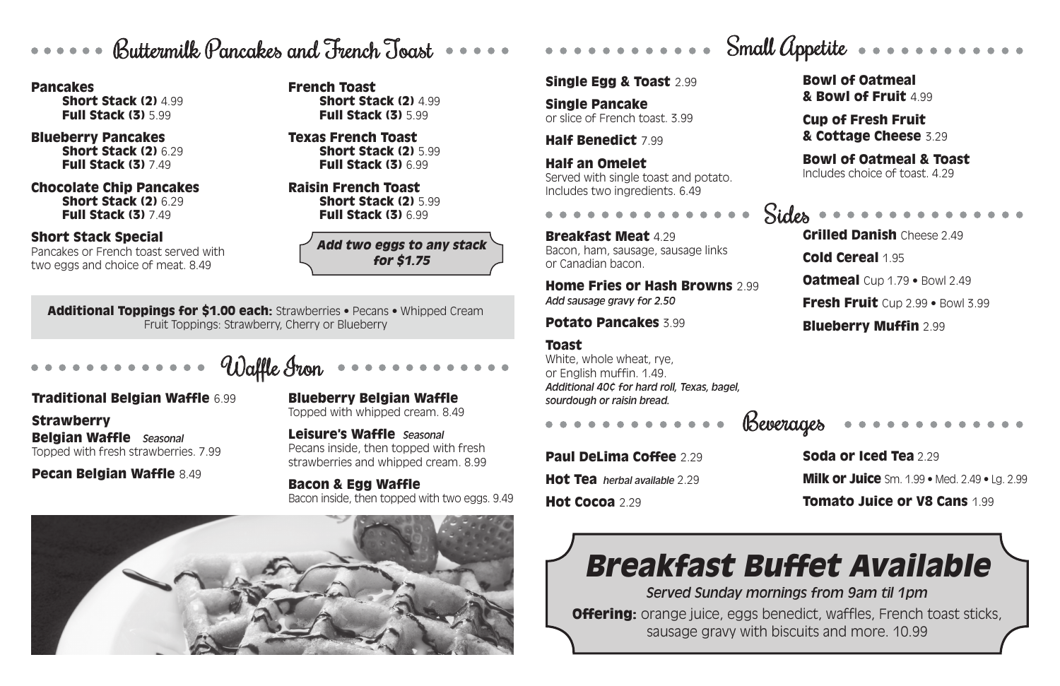## Buttermilk Pancakes and French Toast

**Pancakes**
- **Short Stack (2)** 4.99
- **Full Stack (3)** 5.99

**Blueberry Pancakes**
- **Short Stack (2)** 6.29
- **Full Stack (3)** 7.49

**Chocolate Chip Pancakes**
- **Short Stack (2)** 6.29
- **Full Stack (3)** 7.49

**Short Stack Special**
Pancakes or French toast served with two eggs and choice of meat. 8.49

**French Toast**
- **Short Stack (2)** 4.99
- **Full Stack (3)** 5.99

**Texas French Toast**
- **Short Stack (2)** 5.99
- **Full Stack (3)** 6.99

**Raisin French Toast**
- **Short Stack (2)** 5.99
- **Full Stack (3)** 6.99

***Add two eggs to any stack for $1.75***

**Additional Toppings for $1.00 each:** Strawberries • Pecans • Whipped Cream
Fruit Toppings: Strawberry, Cherry or Blueberry

## Waffle Iron

**Traditional Belgian Waffle** 6.99

**Strawberry Belgian Waffle** *Seasonal*
Topped with fresh strawberries. 7.99

**Pecan Belgian Waffle** 8.49

**Blueberry Belgian Waffle**
Topped with whipped cream. 8.49

**Leisure's Waffle** *Seasonal*
Pecans inside, then topped with fresh strawberries and whipped cream. 8.99

**Bacon & Egg Waffle**
Bacon inside, then topped with two eggs. 9.49

## Small Appetite

**Single Egg & Toast** 2.99

**Single Pancake**
or slice of French toast. 3.99

**Half Benedict** 7.99

**Half an Omelet**
Served with single toast and potato. Includes two ingredients. 6.49

**Bowl of Oatmeal & Bowl of Fruit** 4.99

**Cup of Fresh Fruit & Cottage Cheese** 3.29

**Bowl of Oatmeal & Toast**
Includes choice of toast. 4.29

## Sides

**Breakfast Meat** 4.29
Bacon, ham, sausage, sausage links or Canadian bacon.

**Home Fries or Hash Browns** 2.99
*Add sausage gravy for 2.50*

**Potato Pancakes** 3.99

**Toast**
White, whole wheat, rye, or English muffin. 1.49.
*Additional 40¢ for hard roll, Texas, bagel, sourdough or raisin bread.*

**Grilled Danish** Cheese 2.49

**Cold Cereal** 1.95

**Oatmeal** Cup 1.79 • Bowl 2.49

**Fresh Fruit** Cup 2.99 • Bowl 3.99

**Blueberry Muffin** 2.99

## Beverages

**Paul DeLima Coffee** 2.29

**Hot Tea** *herbal available* 2.29

**Hot Cocoa** 2.29

**Soda or Iced Tea** 2.29

**Milk or Juice** Sm. 1.99 • Med. 2.49 • Lg. 2.99

**Tomato Juice or V8 Cans** 1.99

# *Breakfast Buffet Available*

*Served Sunday mornings from 9am til 1pm*

**Offering:** orange juice, eggs benedict, waffles, French toast sticks, sausage gravy with biscuits and more. 10.99